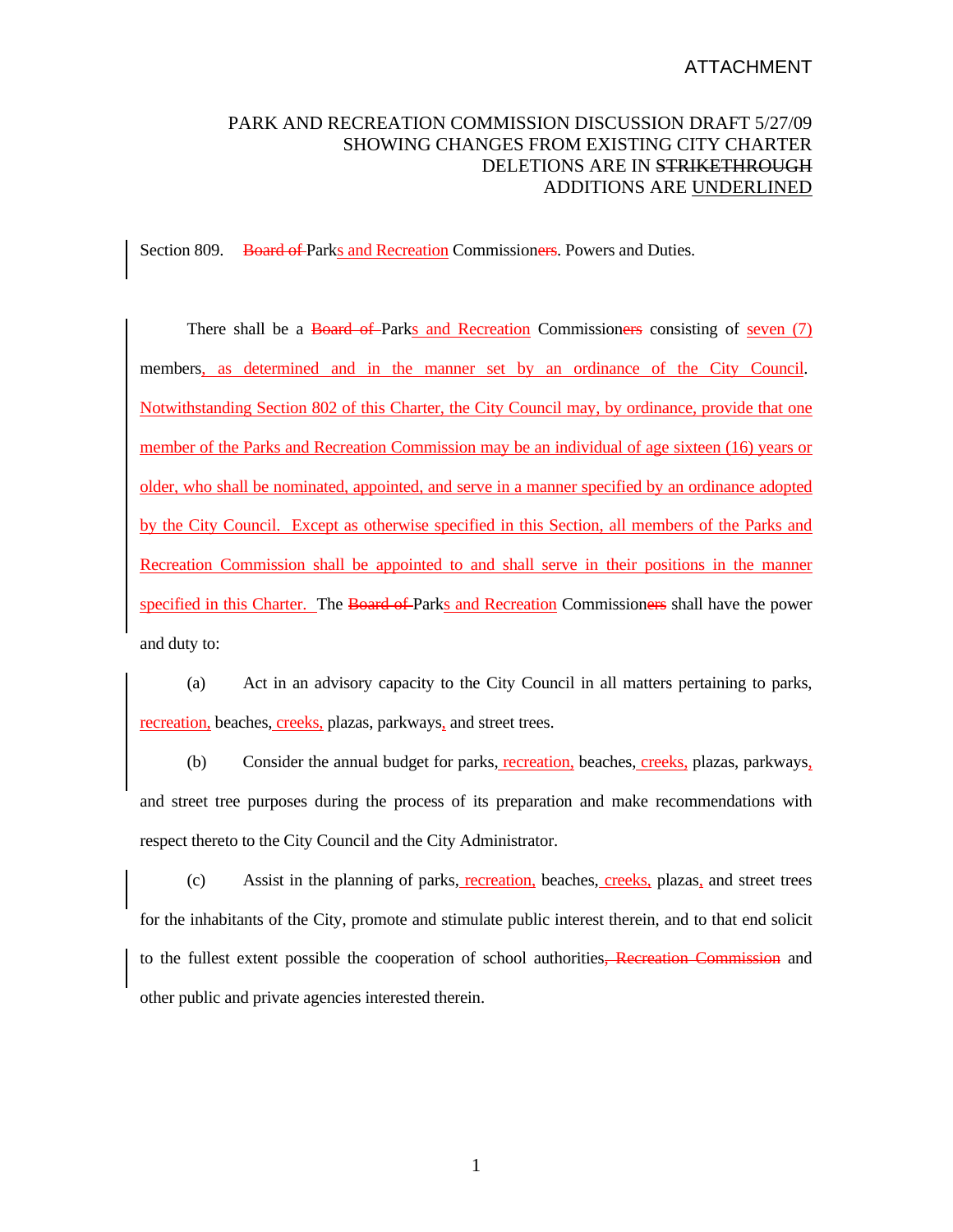ATTACHMENT

PARK AND RECREATION COMMISSION DISCUSSION DRAFT 5/27/09
SHOWING CHANGES FROM EXISTING CITY CHARTER
DELETIONS ARE IN ~~STRIKETHROUGH~~
ADDITIONS ARE <u>UNDERLINED</u>

Section 809. ~~Board of~~ Park<u>s and Recreation</u> Commission~~ers~~. Powers and Duties.

There shall be a ~~Board of~~ Park<u>s and Recreation</u> Commission~~ers~~ consisting of <u>seven (7)</u> members<u>, as determined and in the manner set by an ordinance of the City Council</u>. <u>Notwithstanding Section 802 of this Charter, the City Council may, by ordinance, provide that one member of the Parks and Recreation Commission may be an individual of age sixteen (16) years or older, who shall be nominated, appointed, and serve in a manner specified by an ordinance adopted by the City Council. Except as otherwise specified in this Section, all members of the Parks and Recreation Commission shall be appointed to and shall serve in their positions in the manner specified in this Charter.</u> The ~~Board of~~ Park<u>s and Recreation</u> Commission~~ers~~ shall have the power and duty to:

(a) Act in an advisory capacity to the City Council in all matters pertaining to parks, <u>recreation,</u> beaches, <u>creeks,</u> plazas, parkways<u>,</u> and street trees.

(b) Consider the annual budget for parks<u>, recreation,</u> beaches<u>, creeks,</u> plazas, parkways<u>,</u> and street tree purposes during the process of its preparation and make recommendations with respect thereto to the City Council and the City Administrator.

(c) Assist in the planning of parks<u>, recreation,</u> beaches<u>, creeks,</u> plazas<u>,</u> and street trees for the inhabitants of the City, promote and stimulate public interest therein, and to that end solicit to the fullest extent possible the cooperation of school authorities~~, Recreation Commission~~ and other public and private agencies interested therein.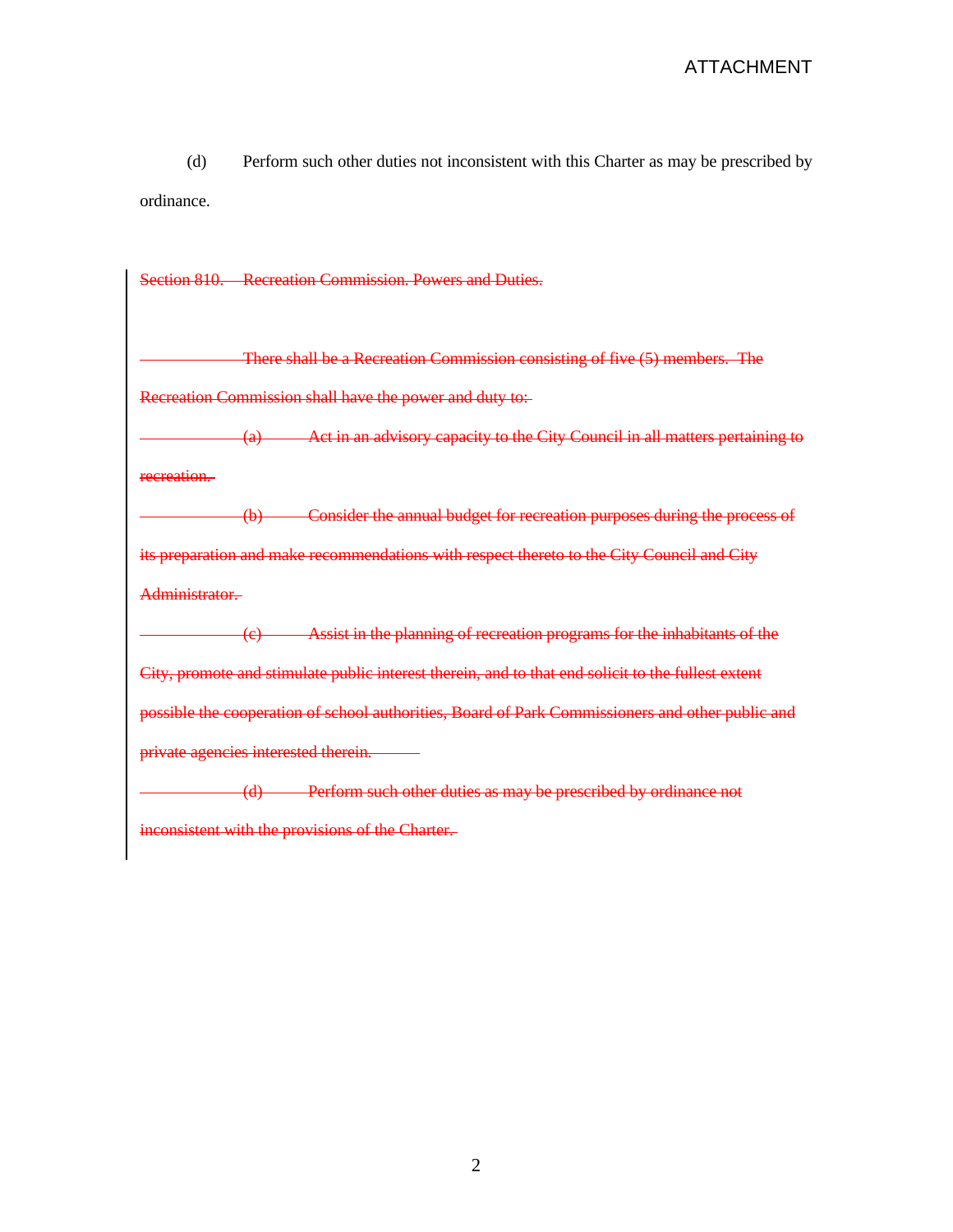(d) Perform such other duties not inconsistent with this Charter as may be prescribed by ordinance.

~~Section 810. Recreation Commission. Powers and Duties.~~

~~There shall be a Recreation Commission consisting of five (5) members. The Recreation Commission shall have the power and duty to:~~

~~(a) Act in an advisory capacity to the City Council in all matters pertaining to recreation.~~

~~(b) Consider the annual budget for recreation purposes during the process of its preparation and make recommendations with respect thereto to the City Council and City Administrator.~~

~~(c) Assist in the planning of recreation programs for the inhabitants of the City, promote and stimulate public interest therein, and to that end solicit to the fullest extent possible the cooperation of school authorities, Board of Park Commissioners and other public and private agencies interested therein.~~

~~(d) Perform such other duties as may be prescribed by ordinance not inconsistent with the provisions of the Charter.~~